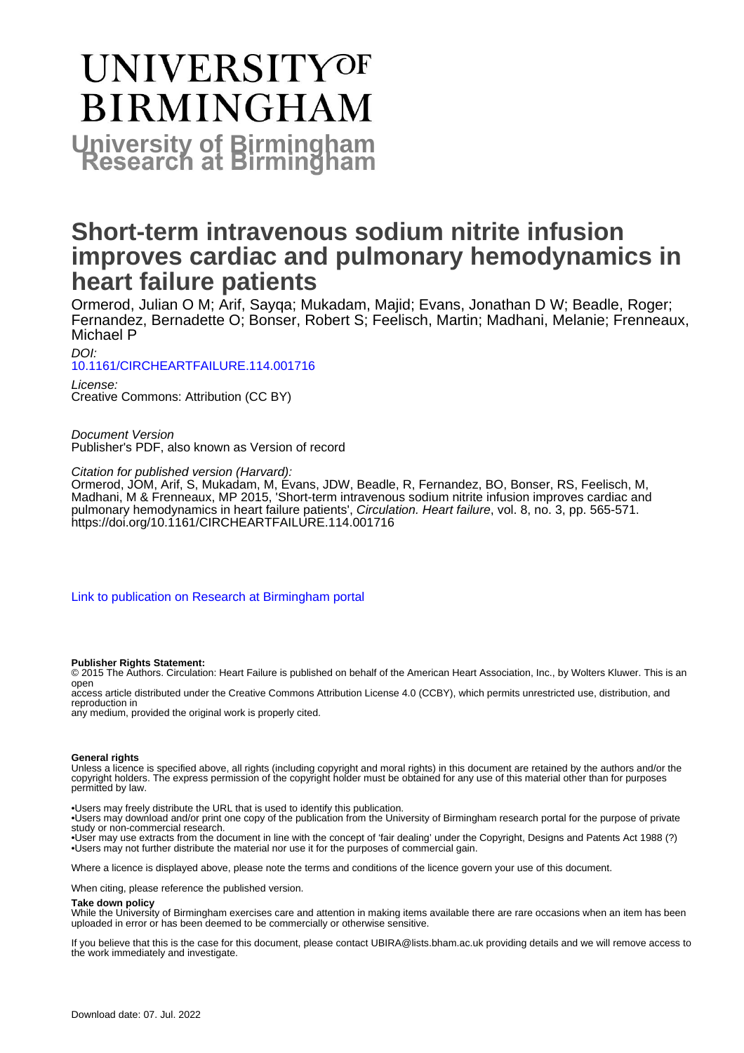# UNIVERSITY OF BIRMINGHAM

## University of Birmingham Research at Birmingham

# Short-term intravenous sodium nitrite infusion improves cardiac and pulmonary hemodynamics in heart failure patients

Ormerod, Julian O M; Arif, Sayqa; Mukadam, Majid; Evans, Jonathan D W; Beadle, Roger; Fernandez, Bernadette O; Bonser, Robert S; Feelisch, Martin; Madhani, Melanie; Frenneaux, Michael P

*DOI:*
[10.1161/CIRCHEARTFAILURE.114.001716](https://doi.org/10.1161/CIRCHEARTFAILURE.114.001716)

*License:*
Creative Commons: Attribution (CC BY)

*Document Version*
Publisher's PDF, also known as Version of record

*Citation for published version (Harvard):*
Ormerod, JOM, Arif, S, Mukadam, M, Evans, JDW, Beadle, R, Fernandez, BO, Bonser, RS, Feelisch, M, Madhani, M & Frenneaux, MP 2015, 'Short-term intravenous sodium nitrite infusion improves cardiac and pulmonary hemodynamics in heart failure patients', *Circulation. Heart failure*, vol. 8, no. 3, pp. 565-571. https://doi.org/10.1161/CIRCHEARTFAILURE.114.001716

[Link to publication on Research at Birmingham portal]

**Publisher Rights Statement:**
© 2015 The Authors. Circulation: Heart Failure is published on behalf of the American Heart Association, Inc., by Wolters Kluwer. This is an open
access article distributed under the Creative Commons Attribution License 4.0 (CCBY), which permits unrestricted use, distribution, and reproduction in
any medium, provided the original work is properly cited.

**General rights**
Unless a licence is specified above, all rights (including copyright and moral rights) in this document are retained by the authors and/or the copyright holders. The express permission of the copyright holder must be obtained for any use of this material other than for purposes permitted by law.

- •Users may freely distribute the URL that is used to identify this publication.
- •Users may download and/or print one copy of the publication from the University of Birmingham research portal for the purpose of private study or non-commercial research.
- •User may use extracts from the document in line with the concept of 'fair dealing' under the Copyright, Designs and Patents Act 1988 (?)
- •Users may not further distribute the material nor use it for the purposes of commercial gain.

Where a licence is displayed above, please note the terms and conditions of the licence govern your use of this document.

When citing, please reference the published version.

**Take down policy**
While the University of Birmingham exercises care and attention in making items available there are rare occasions when an item has been uploaded in error or has been deemed to be commercially or otherwise sensitive.

If you believe that this is the case for this document, please contact UBIRA@lists.bham.ac.uk providing details and we will remove access to the work immediately and investigate.

Download date: 07. Jul. 2022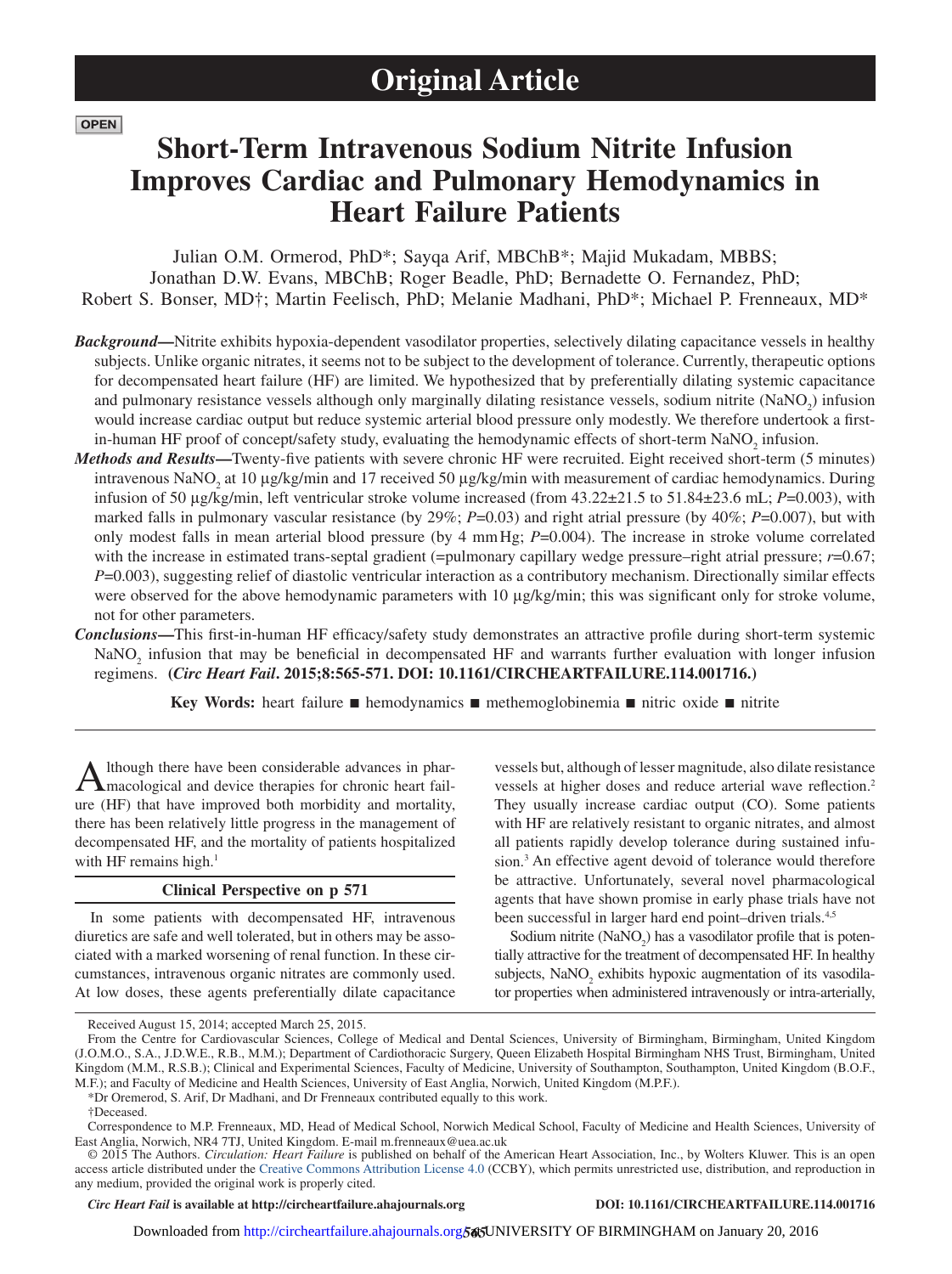# Original Article

OPEN

# Short-Term Intravenous Sodium Nitrite Infusion Improves Cardiac and Pulmonary Hemodynamics in Heart Failure Patients

Julian O.M. Ormerod, PhD*; Sayqa Arif, MBChB*; Majid Mukadam, MBBS; Jonathan D.W. Evans, MBChB; Roger Beadle, PhD; Bernadette O. Fernandez, PhD; Robert S. Bonser, MD†; Martin Feelisch, PhD; Melanie Madhani, PhD*; Michael P. Frenneaux, MD*

***Background*—**Nitrite exhibits hypoxia-dependent vasodilator properties, selectively dilating capacitance vessels in healthy subjects. Unlike organic nitrates, it seems not to be subject to the development of tolerance. Currently, therapeutic options for decompensated heart failure (HF) are limited. We hypothesized that by preferentially dilating systemic capacitance and pulmonary resistance vessels although only marginally dilating resistance vessels, sodium nitrite ($NaNO_2$) infusion would increase cardiac output but reduce systemic arterial blood pressure only modestly. We therefore undertook a first-in-human HF proof of concept/safety study, evaluating the hemodynamic effects of short-term $NaNO_2$ infusion.

***Methods and Results*—**Twenty-five patients with severe chronic HF were recruited. Eight received short-term (5 minutes) intravenous $NaNO_2$ at 10 µg/kg/min and 17 received 50 µg/kg/min with measurement of cardiac hemodynamics. During infusion of 50 µg/kg/min, left ventricular stroke volume increased (from 43.22±21.5 to 51.84±23.6 mL; $P$=0.003), with marked falls in pulmonary vascular resistance (by 29%; $P$=0.03) and right atrial pressure (by 40%; $P$=0.007), but with only modest falls in mean arterial blood pressure (by 4 mm Hg; $P$=0.004). The increase in stroke volume correlated with the increase in estimated trans-septal gradient (=pulmonary capillary wedge pressure–right atrial pressure; $r$=0.67; $P$=0.003), suggesting relief of diastolic ventricular interaction as a contributory mechanism. Directionally similar effects were observed for the above hemodynamic parameters with 10 µg/kg/min; this was significant only for stroke volume, not for other parameters.

***Conclusions*—**This first-in-human HF efficacy/safety study demonstrates an attractive profile during short-term systemic $NaNO_2$ infusion that may be beneficial in decompensated HF and warrants further evaluation with longer infusion regimens. **(*Circ Heart Fail*. 2015;8:565-571. DOI: 10.1161/CIRCHEARTFAILURE.114.001716.)**

**Key Words:** heart failure ■ hemodynamics ■ methemoglobinemia ■ nitric oxide ■ nitrite

Although there have been considerable advances in pharmacological and device therapies for chronic heart failure (HF) that have improved both morbidity and mortality, there has been relatively little progress in the management of decompensated HF, and the mortality of patients hospitalized with HF remains high.[1]

**Clinical Perspective on p 571**

In some patients with decompensated HF, intravenous diuretics are safe and well tolerated, but in others may be associated with a marked worsening of renal function. In these circumstances, intravenous organic nitrates are commonly used. At low doses, these agents preferentially dilate capacitance vessels but, although of lesser magnitude, also dilate resistance vessels at higher doses and reduce arterial wave reflection.[2] They usually increase cardiac output (CO). Some patients with HF are relatively resistant to organic nitrates, and almost all patients rapidly develop tolerance during sustained infusion.[3] An effective agent devoid of tolerance would therefore be attractive. Unfortunately, several novel pharmacological agents that have shown promise in early phase trials have not been successful in larger hard end point–driven trials.[4,5]

Sodium nitrite ($NaNO_2$) has a vasodilator profile that is potentially attractive for the treatment of decompensated HF. In healthy subjects, $NaNO_2$ exhibits hypoxic augmentation of its vasodilator properties when administered intravenously or intra-arterially,

Received August 15, 2014; accepted March 25, 2015.

From the Centre for Cardiovascular Sciences, College of Medical and Dental Sciences, University of Birmingham, Birmingham, United Kingdom (J.O.M.O., S.A., J.D.W.E., R.B., M.M.); Department of Cardiothoracic Surgery, Queen Elizabeth Hospital Birmingham NHS Trust, Birmingham, United Kingdom (M.M., R.S.B.); Clinical and Experimental Sciences, Faculty of Medicine, University of Southampton, Southampton, United Kingdom (B.O.F., M.F.); and Faculty of Medicine and Health Sciences, University of East Anglia, Norwich, United Kingdom (M.P.F.).

*Dr Oremerod, S. Arif, Dr Madhani, and Dr Frenneaux contributed equally to this work.

†Deceased.

Correspondence to M.P. Frenneaux, MD, Head of Medical School, Norwich Medical School, Faculty of Medicine and Health Sciences, University of East Anglia, Norwich, NR4 7TJ, United Kingdom. E-mail m.frenneaux@uea.ac.uk

© 2015 The Authors. *Circulation: Heart Failure* is published on behalf of the American Heart Association, Inc., by Wolters Kluwer. This is an open access article distributed under the Creative Commons Attribution License 4.0 (CCBY), which permits unrestricted use, distribution, and reproduction in any medium, provided the original work is properly cited.

*Circ Heart Fail* is available at http://circheartfailure.ahajournals.org DOI: 10.1161/CIRCHEARTFAILURE.114.001716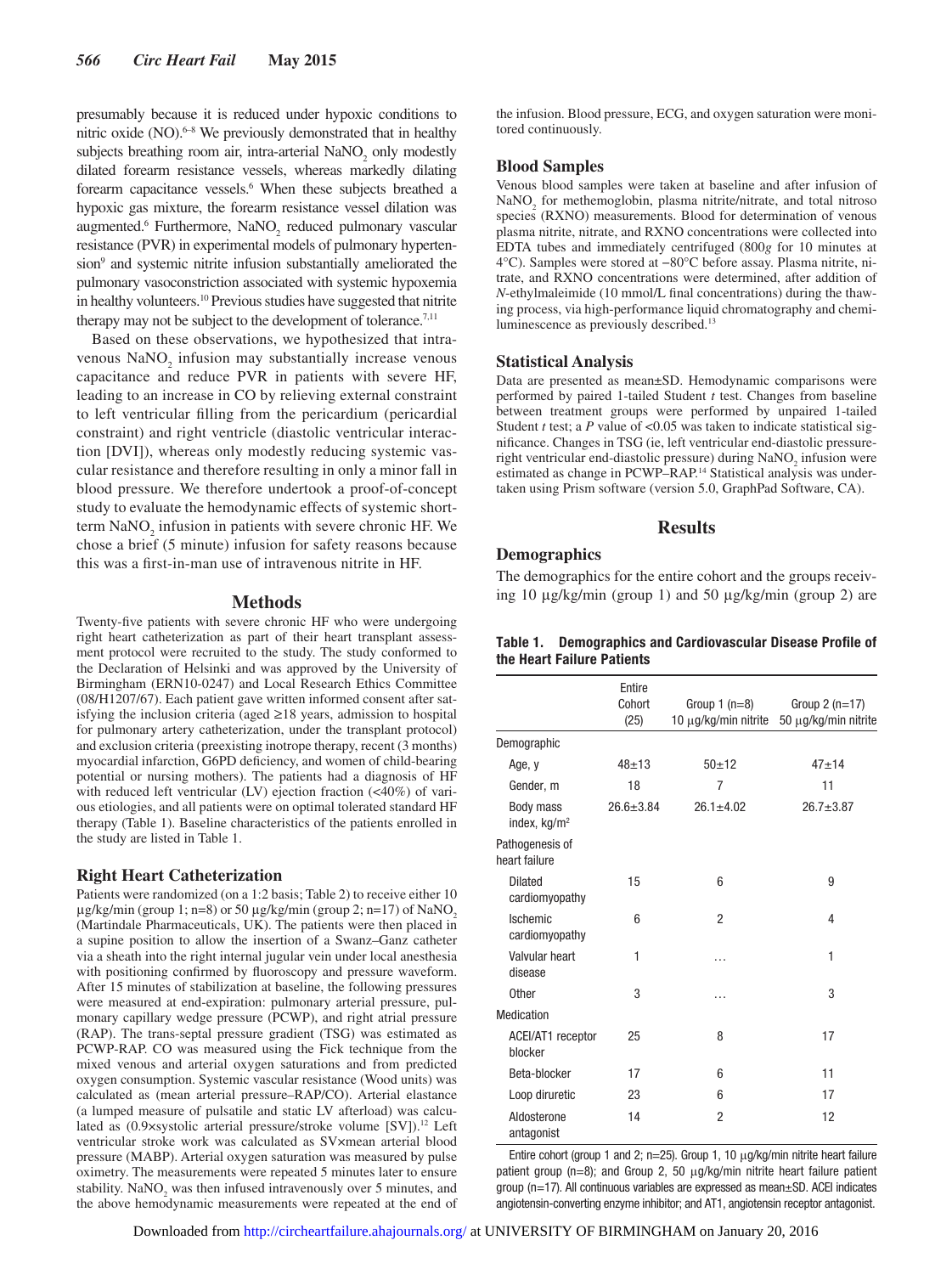presumably because it is reduced under hypoxic conditions to nitric oxide (NO).[6–8] We previously demonstrated that in healthy subjects breathing room air, intra-arterial $NaNO_2$ only modestly dilated forearm resistance vessels, whereas markedly dilating forearm capacitance vessels.[6] When these subjects breathed a hypoxic gas mixture, the forearm resistance vessel dilation was augmented.[6] Furthermore, $NaNO_2$ reduced pulmonary vascular resistance (PVR) in experimental models of pulmonary hypertension[9] and systemic nitrite infusion substantially ameliorated the pulmonary vasoconstriction associated with systemic hypoxemia in healthy volunteers.[10] Previous studies have suggested that nitrite therapy may not be subject to the development of tolerance.[7,11]

Based on these observations, we hypothesized that intravenous $NaNO_2$ infusion may substantially increase venous capacitance and reduce PVR in patients with severe HF, leading to an increase in CO by relieving external constraint to left ventricular filling from the pericardium (pericardial constraint) and right ventricle (diastolic ventricular interaction [DVI]), whereas only modestly reducing systemic vascular resistance and therefore resulting in only a minor fall in blood pressure. We therefore undertook a proof-of-concept study to evaluate the hemodynamic effects of systemic short-term $NaNO_2$ infusion in patients with severe chronic HF. We chose a brief (5 minute) infusion for safety reasons because this was a first-in-man use of intravenous nitrite in HF.

## Methods

Twenty-five patients with severe chronic HF who were undergoing right heart catheterization as part of their heart transplant assessment protocol were recruited to the study. The study conformed to the Declaration of Helsinki and was approved by the University of Birmingham (ERN10-0247) and Local Research Ethics Committee (08/H1207/67). Each patient gave written informed consent after satisfying the inclusion criteria (aged ≥18 years, admission to hospital for pulmonary artery catheterization, under the transplant protocol) and exclusion criteria (preexisting inotrope therapy, recent (3 months) myocardial infarction, G6PD deficiency, and women of child-bearing potential or nursing mothers). The patients had a diagnosis of HF with reduced left ventricular (LV) ejection fraction (<40%) of various etiologies, and all patients were on optimal tolerated standard HF therapy (Table 1). Baseline characteristics of the patients enrolled in the study are listed in Table 1.

### Right Heart Catheterization

Patients were randomized (on a 1:2 basis; Table 2) to receive either 10 µg/kg/min (group 1; n=8) or 50 µg/kg/min (group 2; n=17) of $NaNO_2$ (Martindale Pharmaceuticals, UK). The patients were then placed in a supine position to allow the insertion of a Swanz–Ganz catheter via a sheath into the right internal jugular vein under local anesthesia with positioning confirmed by fluoroscopy and pressure waveform. After 15 minutes of stabilization at baseline, the following pressures were measured at end-expiration: pulmonary arterial pressure, pulmonary capillary wedge pressure (PCWP), and right atrial pressure (RAP). The trans-septal pressure gradient (TSG) was estimated as PCWP-RAP. CO was measured using the Fick technique from the mixed venous and arterial oxygen saturations and from predicted oxygen consumption. Systemic vascular resistance (Wood units) was calculated as (mean arterial pressure–RAP/CO). Arterial elastance (a lumped measure of pulsatile and static LV afterload) was calculated as (0.9×systolic arterial pressure/stroke volume [SV]).[12] Left ventricular stroke work was calculated as SV×mean arterial blood pressure (MABP). Arterial oxygen saturation was measured by pulse oximetry. The measurements were repeated 5 minutes later to ensure stability. $NaNO_2$ was then infused intravenously over 5 minutes, and the above hemodynamic measurements were repeated at the end of the infusion. Blood pressure, ECG, and oxygen saturation were monitored continuously.

### Blood Samples

Venous blood samples were taken at baseline and after infusion of $NaNO_2$ for methemoglobin, plasma nitrite/nitrate, and total nitroso species (RXNO) measurements. Blood for determination of venous plasma nitrite, nitrate, and RXNO concentrations were collected into EDTA tubes and immediately centrifuged (800*g* for 10 minutes at 4°C). Samples were stored at −80°C before assay. Plasma nitrite, nitrate, and RXNO concentrations were determined, after addition of *N*-ethylmaleimide (10 mmol/L final concentrations) during the thawing process, via high-performance liquid chromatography and chemiluminescence as previously described.[13]

### Statistical Analysis

Data are presented as mean±SD. Hemodynamic comparisons were performed by paired 1-tailed Student *t* test. Changes from baseline between treatment groups were performed by unpaired 1-tailed Student *t* test; a *P* value of <0.05 was taken to indicate statistical significance. Changes in TSG (ie, left ventricular end-diastolic pressure-right ventricular end-diastolic pressure) during $NaNO_2$ infusion were estimated as change in PCWP–RAP.[14] Statistical analysis was undertaken using Prism software (version 5.0, GraphPad Software, CA).

## Results

### Demographics

The demographics for the entire cohort and the groups receiving 10 µg/kg/min (group 1) and 50 µg/kg/min (group 2) are

**Table 1. Demographics and Cardiovascular Disease Profile of the Heart Failure Patients**

| | Entire Cohort (25) | Group 1 (n=8) 10 µg/kg/min nitrite | Group 2 (n=17) 50 µg/kg/min nitrite |
|---|---|---|---|
| Demographic | | | |
| Age, y | 48±13 | 50±12 | 47±14 |
| Gender, m | 18 | 7 | 11 |
| Body mass index, kg/m² | 26.6±3.84 | 26.1±4.02 | 26.7±3.87 |
| Pathogenesis of heart failure | | | |
| Dilated cardiomyopathy | 15 | 6 | 9 |
| Ischemic cardiomyopathy | 6 | 2 | 4 |
| Valvular heart disease | 1 | … | 1 |
| Other | 3 | … | 3 |
| Medication | | | |
| ACEI/AT1 receptor blocker | 25 | 8 | 17 |
| Beta-blocker | 17 | 6 | 11 |
| Loop diruretic | 23 | 6 | 17 |
| Aldosterone antagonist | 14 | 2 | 12 |

Entire cohort (group 1 and 2; n=25). Group 1, 10 µg/kg/min nitrite heart failure patient group (n=8); and Group 2, 50 µg/kg/min nitrite heart failure patient group (n=17). All continuous variables are expressed as mean±SD. ACEI indicates angiotensin-converting enzyme inhibitor; and AT1, angiotensin receptor antagonist.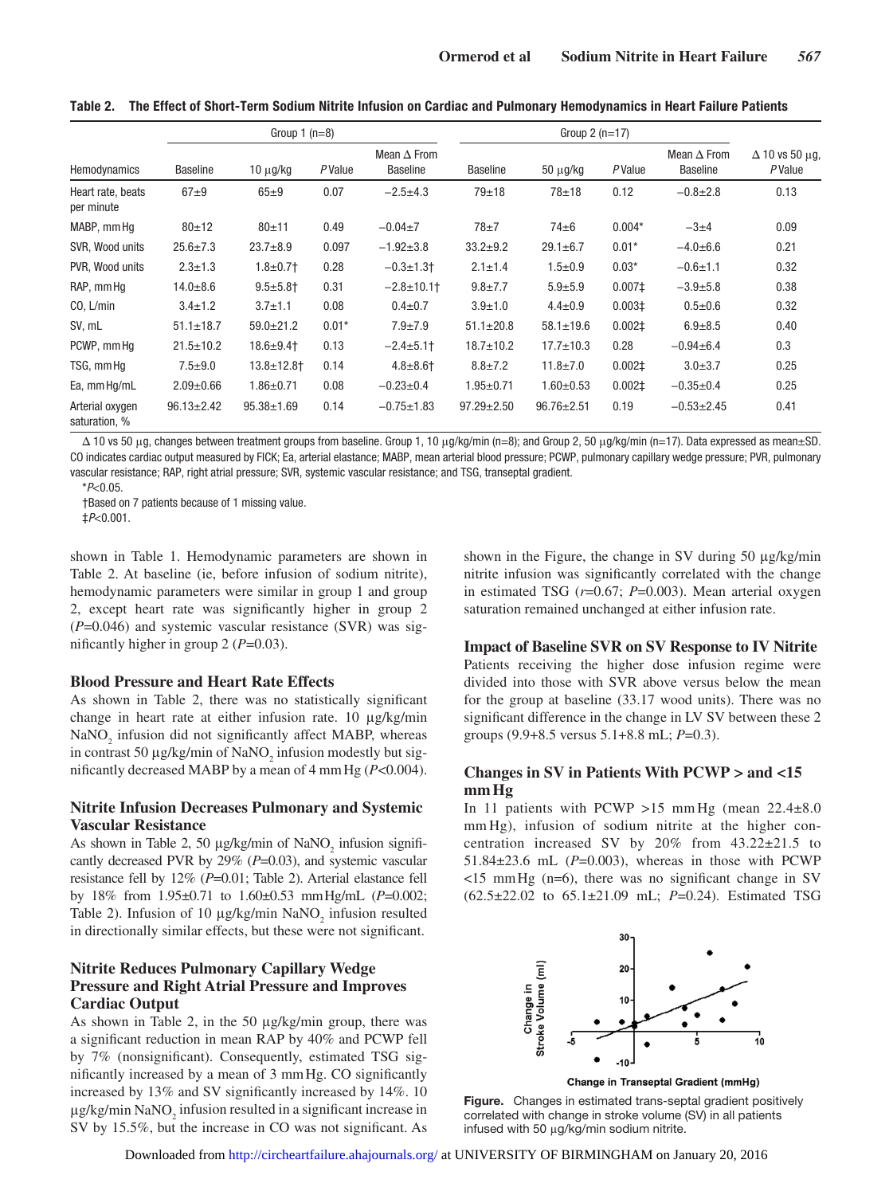**Table 2. The Effect of Short-Term Sodium Nitrite Infusion on Cardiac and Pulmonary Hemodynamics in Heart Failure Patients**

| Hemodynamics | Group 1 (n=8) | | | | Group 2 (n=17) | | | | Δ 10 vs 50 μg, *P* Value |
|---|---|---|---|---|---|---|---|---|---|
| | Baseline | 10 μg/kg | *P* Value | Mean Δ From Baseline | Baseline | 50 μg/kg | *P* Value | Mean Δ From Baseline | |
| Heart rate, beats per minute | 67±9 | 65±9 | 0.07 | −2.5±4.3 | 79±18 | 78±18 | 0.12 | −0.8±2.8 | 0.13 |
| MABP, mm Hg | 80±12 | 80±11 | 0.49 | −0.04±7 | 78±7 | 74±6 | 0.004* | −3±4 | 0.09 |
| SVR, Wood units | 25.6±7.3 | 23.7±8.9 | 0.097 | −1.92±3.8 | 33.2±9.2 | 29.1±6.7 | 0.01* | −4.0±6.6 | 0.21 |
| PVR, Wood units | 2.3±1.3 | 1.8±0.7† | 0.28 | −0.3±1.3† | 2.1±1.4 | 1.5±0.9 | 0.03* | −0.6±1.1 | 0.32 |
| RAP, mm Hg | 14.0±8.6 | 9.5±5.8† | 0.31 | −2.8±10.1† | 9.8±7.7 | 5.9±5.9 | 0.007‡ | −3.9±5.8 | 0.38 |
| CO, L/min | 3.4±1.2 | 3.7±1.1 | 0.08 | 0.4±0.7 | 3.9±1.0 | 4.4±0.9 | 0.003‡ | 0.5±0.6 | 0.32 |
| SV, mL | 51.1±18.7 | 59.0±21.2 | 0.01* | 7.9±7.9 | 51.1±20.8 | 58.1±19.6 | 0.002‡ | 6.9±8.5 | 0.40 |
| PCWP, mm Hg | 21.5±10.2 | 18.6±9.4† | 0.13 | −2.4±5.1† | 18.7±10.2 | 17.7±10.3 | 0.28 | −0.94±6.4 | 0.3 |
| TSG, mm Hg | 7.5±9.0 | 13.8±12.8† | 0.14 | 4.8±8.6† | 8.8±7.2 | 11.8±7.0 | 0.002‡ | 3.0±3.7 | 0.25 |
| Ea, mm Hg/mL | 2.09±0.66 | 1.86±0.71 | 0.08 | −0.23±0.4 | 1.95±0.71 | 1.60±0.53 | 0.002‡ | −0.35±0.4 | 0.25 |
| Arterial oxygen saturation, % | 96.13±2.42 | 95.38±1.69 | 0.14 | −0.75±1.83 | 97.29±2.50 | 96.76±2.51 | 0.19 | −0.53±2.45 | 0.41 |

Δ 10 vs 50 μg, changes between treatment groups from baseline. Group 1, 10 μg/kg/min (n=8); and Group 2, 50 μg/kg/min (n=17). Data expressed as mean±SD. CO indicates cardiac output measured by FICK; Ea, arterial elastance; MABP, mean arterial blood pressure; PCWP, pulmonary capillary wedge pressure; PVR, pulmonary vascular resistance; RAP, right atrial pressure; SVR, systemic vascular resistance; and TSG, transeptal gradient.

*$P<0.05$.

†Based on 7 patients because of 1 missing value.

‡$P<0.001$.

shown in Table 1. Hemodynamic parameters are shown in Table 2. At baseline (ie, before infusion of sodium nitrite), hemodynamic parameters were similar in group 1 and group 2, except heart rate was significantly higher in group 2 ($P$=0.046) and systemic vascular resistance (SVR) was significantly higher in group 2 ($P$=0.03).

### Blood Pressure and Heart Rate Effects

As shown in Table 2, there was no statistically significant change in heart rate at either infusion rate. 10 μg/kg/min $NaNO_2$ infusion did not significantly affect MABP, whereas in contrast 50 μg/kg/min of $NaNO_2$ infusion modestly but significantly decreased MABP by a mean of 4 mm Hg ($P<0.004$).

### Nitrite Infusion Decreases Pulmonary and Systemic Vascular Resistance

As shown in Table 2, 50 μg/kg/min of $NaNO_2$ infusion significantly decreased PVR by 29% ($P$=0.03), and systemic vascular resistance fell by 12% ($P$=0.01; Table 2). Arterial elastance fell by 18% from 1.95±0.71 to 1.60±0.53 mm Hg/mL ($P$=0.002; Table 2). Infusion of 10 μg/kg/min $NaNO_2$ infusion resulted in directionally similar effects, but these were not significant.

### Nitrite Reduces Pulmonary Capillary Wedge Pressure and Right Atrial Pressure and Improves Cardiac Output

As shown in Table 2, in the 50 μg/kg/min group, there was a significant reduction in mean RAP by 40% and PCWP fell by 7% (nonsignificant). Consequently, estimated TSG significantly increased by a mean of 3 mm Hg. CO significantly increased by 13% and SV significantly increased by 14%. 10 μg/kg/min $NaNO_2$ infusion resulted in a significant increase in SV by 15.5%, but the increase in CO was not significant. As shown in the Figure, the change in SV during 50 μg/kg/min nitrite infusion was significantly correlated with the change in estimated TSG ($r$=0.67; $P$=0.003). Mean arterial oxygen saturation remained unchanged at either infusion rate.

### Impact of Baseline SVR on SV Response to IV Nitrite

Patients receiving the higher dose infusion regime were divided into those with SVR above versus below the mean for the group at baseline (33.17 wood units). There was no significant difference in the change in LV SV between these 2 groups (9.9+8.5 versus 5.1+8.8 mL; $P$=0.3).

### Changes in SV in Patients With PCWP > and <15 mm Hg

In 11 patients with PCWP >15 mm Hg (mean 22.4±8.0 mm Hg), infusion of sodium nitrite at the higher concentration increased SV by 20% from 43.22±21.5 to 51.84±23.6 mL ($P$=0.003), whereas in those with PCWP <15 mm Hg (n=6), there was no significant change in SV (62.5±22.02 to 65.1±21.09 mL; $P$=0.24). Estimated TSG

Change in Stroke Volume (ml)
30
20
10
-5
5
10
-10
Change in Transeptal Gradient (mmHg)

**Figure.** Changes in estimated trans-septal gradient positively correlated with change in stroke volume (SV) in all patients infused with 50 μg/kg/min sodium nitrite.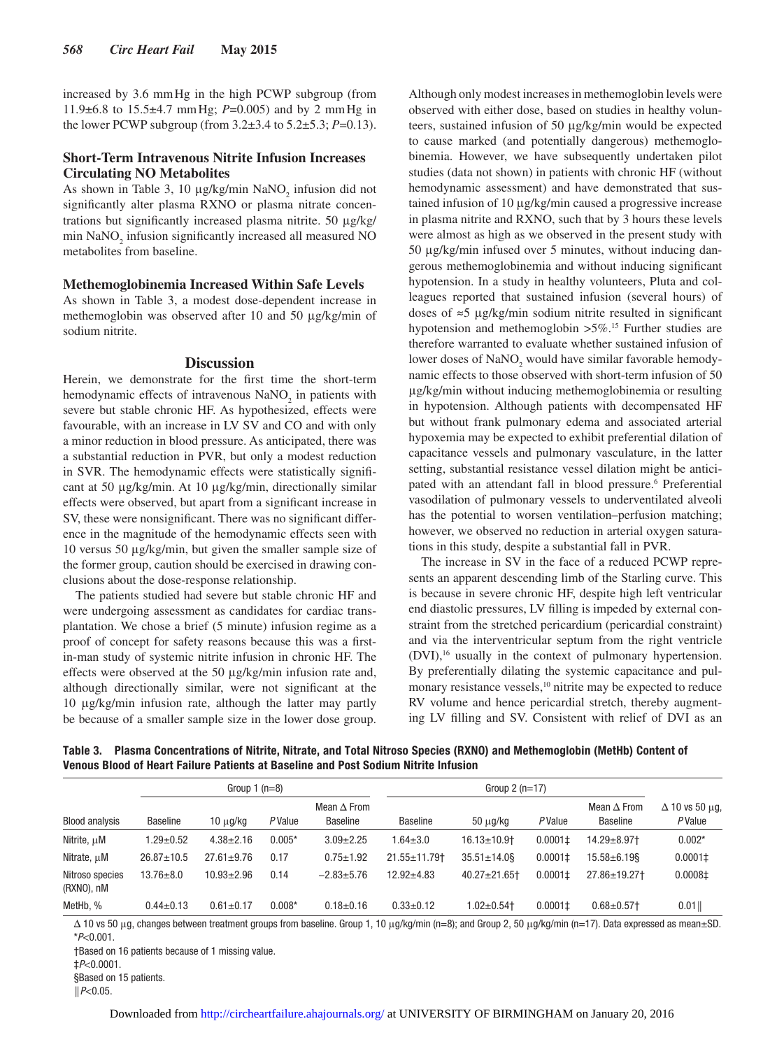increased by 3.6 mmHg in the high PCWP subgroup (from 11.9±6.8 to 15.5±4.7 mmHg; $P$=0.005) and by 2 mmHg in the lower PCWP subgroup (from 3.2±3.4 to 5.2±5.3; $P$=0.13).

### Short-Term Intravenous Nitrite Infusion Increases Circulating NO Metabolites

As shown in Table 3, 10 µg/kg/min $NaNO_2$ infusion did not significantly alter plasma RXNO or plasma nitrate concentrations but significantly increased plasma nitrite. 50 µg/kg/min $NaNO_2$ infusion significantly increased all measured NO metabolites from baseline.

### Methemoglobinemia Increased Within Safe Levels

As shown in Table 3, a modest dose-dependent increase in methemoglobin was observed after 10 and 50 µg/kg/min of sodium nitrite.

## Discussion

Herein, we demonstrate for the first time the short-term hemodynamic effects of intravenous $NaNO_2$ in patients with severe but stable chronic HF. As hypothesized, effects were favourable, with an increase in LV SV and CO and with only a minor reduction in blood pressure. As anticipated, there was a substantial reduction in PVR, but only a modest reduction in SVR. The hemodynamic effects were statistically significant at 50 µg/kg/min. At 10 µg/kg/min, directionally similar effects were observed, but apart from a significant increase in SV, these were nonsignificant. There was no significant difference in the magnitude of the hemodynamic effects seen with 10 versus 50 µg/kg/min, but given the smaller sample size of the former group, caution should be exercised in drawing conclusions about the dose-response relationship.

The patients studied had severe but stable chronic HF and were undergoing assessment as candidates for cardiac transplantation. We chose a brief (5 minute) infusion regime as a proof of concept for safety reasons because this was a first-in-man study of systemic nitrite infusion in chronic HF. The effects were observed at the 50 µg/kg/min infusion rate and, although directionally similar, were not significant at the 10 µg/kg/min infusion rate, although the latter may partly be because of a smaller sample size in the lower dose group. Although only modest increases in methemoglobin levels were observed with either dose, based on studies in healthy volunteers, sustained infusion of 50 µg/kg/min would be expected to cause marked (and potentially dangerous) methemoglobinemia. However, we have subsequently undertaken pilot studies (data not shown) in patients with chronic HF (without hemodynamic assessment) and have demonstrated that sustained infusion of 10 µg/kg/min caused a progressive increase in plasma nitrite and RXNO, such that by 3 hours these levels were almost as high as we observed in the present study with 50 µg/kg/min infused over 5 minutes, without inducing dangerous methemoglobinemia and without inducing significant hypotension. In a study in healthy volunteers, Pluta and colleagues reported that sustained infusion (several hours) of doses of ≈5 µg/kg/min sodium nitrite resulted in significant hypotension and methemoglobin >5%.[15] Further studies are therefore warranted to evaluate whether sustained infusion of lower doses of $NaNO_2$ would have similar favorable hemodynamic effects to those observed with short-term infusion of 50 µg/kg/min without inducing methemoglobinemia or resulting in hypotension. Although patients with decompensated HF but without frank pulmonary edema and associated arterial hypoxemia may be expected to exhibit preferential dilation of capacitance vessels and pulmonary vasculature, in the latter setting, substantial resistance vessel dilation might be anticipated with an attendant fall in blood pressure.[6] Preferential vasodilation of pulmonary vessels to underventilated alveoli has the potential to worsen ventilation–perfusion matching; however, we observed no reduction in arterial oxygen saturations in this study, despite a substantial fall in PVR.

The increase in SV in the face of a reduced PCWP represents an apparent descending limb of the Starling curve. This is because in severe chronic HF, despite high left ventricular end diastolic pressures, LV filling is impeded by external constraint from the stretched pericardium (pericardial constraint) and via the interventricular septum from the right ventricle (DVI),[16] usually in the context of pulmonary hypertension. By preferentially dilating the systemic capacitance and pulmonary resistance vessels,[10] nitrite may be expected to reduce RV volume and hence pericardial stretch, thereby augmenting LV filling and SV. Consistent with relief of DVI as an

**Table 3. Plasma Concentrations of Nitrite, Nitrate, and Total Nitroso Species (RXNO) and Methemoglobin (MetHb) Content of Venous Blood of Heart Failure Patients at Baseline and Post Sodium Nitrite Infusion**

| | Group 1 (n=8) | | | | Group 2 (n=17) | | | | |
|---|---|---|---|---|---|---|---|---|---|
| Blood analysis | Baseline | 10 µg/kg | *P* Value | Mean Δ From Baseline | Baseline | 50 µg/kg | *P* Value | Mean Δ From Baseline | Δ 10 vs 50 µg, *P* Value |
| Nitrite, µM | 1.29±0.52 | 4.38±2.16 | 0.005* | 3.09±2.25 | 1.64±3.0 | 16.13±10.9† | 0.0001‡ | 14.29±8.97† | 0.002* |
| Nitrate, µM | 26.87±10.5 | 27.61±9.76 | 0.17 | 0.75±1.92 | 21.55±11.79† | 35.51±14.0§ | 0.0001‡ | 15.58±6.19§ | 0.0001‡ |
| Nitroso species (RXNO), nM | 13.76±8.0 | 10.93±2.96 | 0.14 | −2.83±5.76 | 12.92±4.83 | 40.27±21.65† | 0.0001‡ | 27.86±19.27† | 0.0008‡ |
| MetHb, % | 0.44±0.13 | 0.61±0.17 | 0.008* | 0.18±0.16 | 0.33±0.12 | 1.02±0.54† | 0.0001‡ | 0.68±0.57† | 0.01‖ |

Δ 10 vs 50 µg, changes between treatment groups from baseline. Group 1, 10 µg/kg/min (n=8); and Group 2, 50 µg/kg/min (n=17). Data expressed as mean±SD.
*$P$<0.001.
†Based on 16 patients because of 1 missing value.
‡$P$<0.0001.
§Based on 15 patients.
‖$P$<0.05.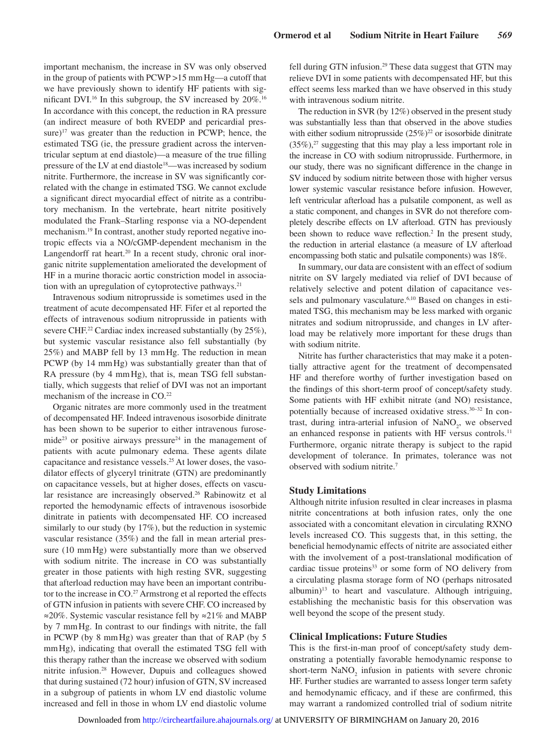important mechanism, the increase in SV was only observed in the group of patients with PCWP >15 mm Hg—a cutoff that we have previously shown to identify HF patients with significant DVI.[16] In this subgroup, the SV increased by 20%.[16] In accordance with this concept, the reduction in RA pressure (an indirect measure of both RVEDP and pericardial pressure)[17] was greater than the reduction in PCWP; hence, the estimated TSG (ie, the pressure gradient across the interventricular septum at end diastole)—a measure of the true filling pressure of the LV at end diastole[18]—was increased by sodium nitrite. Furthermore, the increase in SV was significantly correlated with the change in estimated TSG. We cannot exclude a significant direct myocardial effect of nitrite as a contributory mechanism. In the vertebrate, heart nitrite positively modulated the Frank–Starling response via a NO-dependent mechanism.[19] In contrast, another study reported negative inotropic effects via a NO/cGMP-dependent mechanism in the Langendorff rat heart.[20] In a recent study, chronic oral inorganic nitrite supplementation ameliorated the development of HF in a murine thoracic aortic constriction model in association with an upregulation of cytoprotective pathways.[21]

Intravenous sodium nitroprusside is sometimes used in the treatment of acute decompensated HF. Fifer et al reported the effects of intravenous sodium nitroprusside in patients with severe CHF.[22] Cardiac index increased substantially (by 25%), but systemic vascular resistance also fell substantially (by 25%) and MABP fell by 13 mm Hg. The reduction in mean PCWP (by 14 mm Hg) was substantially greater than that of RA pressure (by 4 mm Hg), that is, mean TSG fell substantially, which suggests that relief of DVI was not an important mechanism of the increase in CO.[22]

Organic nitrates are more commonly used in the treatment of decompensated HF. Indeed intravenous isosorbide dinitrate has been shown to be superior to either intravenous furosemide[23] or positive airways pressure[24] in the management of patients with acute pulmonary edema. These agents dilate capacitance and resistance vessels.[25] At lower doses, the vasodilator effects of glyceryl trinitrate (GTN) are predominantly on capacitance vessels, but at higher doses, effects on vascular resistance are increasingly observed.[26] Rabinowitz et al reported the hemodynamic effects of intravenous isosorbide dinitrate in patients with decompensated HF. CO increased similarly to our study (by 17%), but the reduction in systemic vascular resistance (35%) and the fall in mean arterial pressure (10 mm Hg) were substantially more than we observed with sodium nitrite. The increase in CO was substantially greater in those patients with high resting SVR, suggesting that afterload reduction may have been an important contributor to the increase in CO.[27] Armstrong et al reported the effects of GTN infusion in patients with severe CHF. CO increased by ≈20%. Systemic vascular resistance fell by ≈21% and MABP by 7 mm Hg. In contrast to our findings with nitrite, the fall in PCWP (by 8 mm Hg) was greater than that of RAP (by 5 mm Hg), indicating that overall the estimated TSG fell with this therapy rather than the increase we observed with sodium nitrite infusion.[28] However, Dupuis and colleagues showed that during sustained (72 hour) infusion of GTN, SV increased in a subgroup of patients in whom LV end diastolic volume increased and fell in those in whom LV end diastolic volume fell during GTN infusion.[29] These data suggest that GTN may relieve DVI in some patients with decompensated HF, but this effect seems less marked than we have observed in this study with intravenous sodium nitrite.

The reduction in SVR (by 12%) observed in the present study was substantially less than that observed in the above studies with either sodium nitroprusside (25%)[22] or isosorbide dinitrate (35%),[27] suggesting that this may play a less important role in the increase in CO with sodium nitroprusside. Furthermore, in our study, there was no significant difference in the change in SV induced by sodium nitrite between those with higher versus lower systemic vascular resistance before infusion. However, left ventricular afterload has a pulsatile component, as well as a static component, and changes in SVR do not therefore completely describe effects on LV afterload. GTN has previously been shown to reduce wave reflection.[2] In the present study, the reduction in arterial elastance (a measure of LV afterload encompassing both static and pulsatile components) was 18%.

In summary, our data are consistent with an effect of sodium nitrite on SV largely mediated via relief of DVI because of relatively selective and potent dilation of capacitance vessels and pulmonary vasculature.[6,10] Based on changes in estimated TSG, this mechanism may be less marked with organic nitrates and sodium nitroprusside, and changes in LV afterload may be relatively more important for these drugs than with sodium nitrite.

Nitrite has further characteristics that may make it a potentially attractive agent for the treatment of decompensated HF and therefore worthy of further investigation based on the findings of this short-term proof of concept/safety study. Some patients with HF exhibit nitrate (and NO) resistance, potentially because of increased oxidative stress.[30–32] In contrast, during intra-arterial infusion of $NaNO_2$, we observed an enhanced response in patients with HF versus controls.[11] Furthermore, organic nitrate therapy is subject to the rapid development of tolerance. In primates, tolerance was not observed with sodium nitrite.[7]

## Study Limitations

Although nitrite infusion resulted in clear increases in plasma nitrite concentrations at both infusion rates, only the one associated with a concomitant elevation in circulating RXNO levels increased CO. This suggests that, in this setting, the beneficial hemodynamic effects of nitrite are associated either with the involvement of a post-translational modification of cardiac tissue proteins[33] or some form of NO delivery from a circulating plasma storage form of NO (perhaps nitrosated albumin)[13] to heart and vasculature. Although intriguing, establishing the mechanistic basis for this observation was well beyond the scope of the present study.

## Clinical Implications: Future Studies

This is the first-in-man proof of concept/safety study demonstrating a potentially favorable hemodynamic response to short-term $NaNO_2$ infusion in patients with severe chronic HF. Further studies are warranted to assess longer term safety and hemodynamic efficacy, and if these are confirmed, this may warrant a randomized controlled trial of sodium nitrite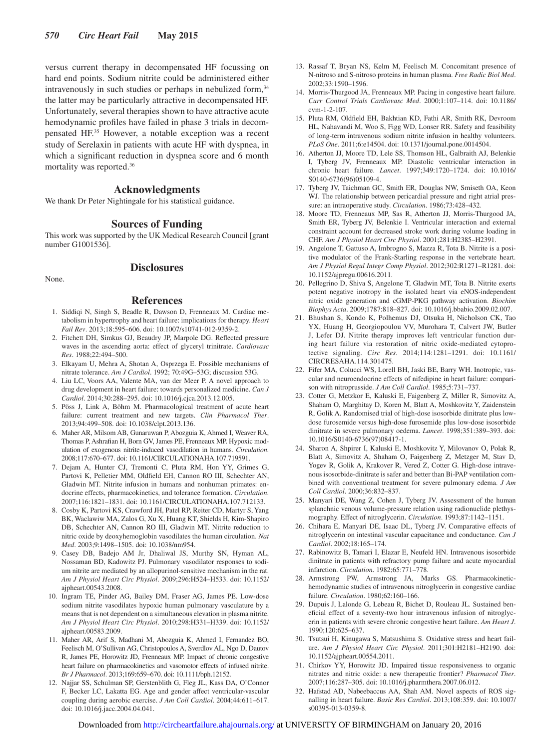versus current therapy in decompensated HF focussing on hard end points. Sodium nitrite could be administered either intravenously in such studies or perhaps in nebulized form,[34] the latter may be particularly attractive in decompensated HF. Unfortunately, several therapies shown to have attractive acute hemodynamic profiles have failed in phase 3 trials in decompensated HF.[35] However, a notable exception was a recent study of Serelaxin in patients with acute HF with dyspnea, in which a significant reduction in dyspnea score and 6 month mortality was reported.[36]

## Acknowledgments

We thank Dr Peter Nightingale for his statistical guidance.

## Sources of Funding

This work was supported by the UK Medical Research Council [grant number G1001536].

## Disclosures

None.

## References

1. Siddiqi N, Singh S, Beadle R, Dawson D, Frenneaux M. Cardiac metabolism in hypertrophy and heart failure: implications for therapy. *Heart Fail Rev*. 2013;18:595–606. doi: 10.1007/s10741-012-9359-2.
2. Fitchett DH, Simkus GJ, Beaudry JP, Marpole DG. Reflected pressure waves in the ascending aorta: effect of glyceryl trinitrate. *Cardiovasc Res*. 1988;22:494–500.
3. Elkayam U, Mehra A, Shotan A, Osprzega E. Possible mechanisms of nitrate tolerance. *Am J Cardiol*. 1992; 70:49G–53G; discussion 53G.
4. Liu LC, Voors AA, Valente MA, van der Meer P. A novel approach to drug development in heart failure: towards personalized medicine. *Can J Cardiol*. 2014;30:288–295. doi: 10.1016/j.cjca.2013.12.005.
5. Pöss J, Link A, Böhm M. Pharmacological treatment of acute heart failure: current treatment and new targets. *Clin Pharmacol Ther*. 2013;94:499–508. doi: 10.1038/clpt.2013.136.
6. Maher AR, Milsom AB, Gunaruwan P, Abozguia K, Ahmed I, Weaver RA, Thomas P, Ashrafian H, Born GV, James PE, Frenneaux MP. Hypoxic modulation of exogenous nitrite-induced vasodilation in humans. *Circulation*. 2008;117:670–677. doi: 10.1161/CIRCULATIONAHA.107.719591.
7. Dejam A, Hunter CJ, Tremonti C, Pluta RM, Hon YY, Grimes G, Partovi K, Pelletier MM, Oldfield EH, Cannon RO III, Schechter AN, Gladwin MT. Nitrite infusion in humans and nonhuman primates: endocrine effects, pharmacokinetics, and tolerance formation. *Circulation*. 2007;116:1821–1831. doi: 10.1161/CIRCULATIONAHA.107.712133.
8. Cosby K, Partovi KS, Crawford JH, Patel RP, Reiter CD, Martyr S, Yang BK, Waclawiw MA, Zalos G, Xu X, Huang KT, Shields H, Kim-Shapiro DB, Schechter AN, Cannon RO III, Gladwin MT. Nitrite reduction to nitric oxide by deoxyhemoglobin vasodilates the human circulation. *Nat Med*. 2003;9:1498–1505. doi: 10.1038/nm954.
9. Casey DB, Badejo AM Jr, Dhaliwal JS, Murthy SN, Hyman AL, Nossaman BD, Kadowitz PJ. Pulmonary vasodilator responses to sodium nitrite are mediated by an allopurinol-sensitive mechanism in the rat. *Am J Physiol Heart Circ Physiol*. 2009;296:H524–H533. doi: 10.1152/ajpheart.00543.2008.
10. Ingram TE, Pinder AG, Bailey DM, Fraser AG, James PE. Low-dose sodium nitrite vasodilates hypoxic human pulmonary vasculature by a means that is not dependent on a simultaneous elevation in plasma nitrite. *Am J Physiol Heart Circ Physiol*. 2010;298:H331–H339. doi: 10.1152/ajpheart.00583.2009.
11. Maher AR, Arif S, Madhani M, Abozguia K, Ahmed I, Fernandez BO, Feelisch M, O'Sullivan AG, Christopoulos A, Sverdlov AL, Ngo D, Dautov R, James PE, Horowitz JD, Frenneaux MP. Impact of chronic congestive heart failure on pharmacokinetics and vasomotor effects of infused nitrite. *Br J Pharmacol*. 2013;169:659–670. doi: 10.1111/bph.12152.
12. Najjar SS, Schulman SP, Gerstenblith G, Fleg JL, Kass DA, O'Connor F, Becker LC, Lakatta EG. Age and gender affect ventricular-vascular coupling during aerobic exercise. *J Am Coll Cardiol*. 2004;44:611–617. doi: 10.1016/j.jacc.2004.04.041.
13. Rassaf T, Bryan NS, Kelm M, Feelisch M. Concomitant presence of N-nitroso and S-nitroso proteins in human plasma. *Free Radic Biol Med*. 2002;33:1590–1596.
14. Morris-Thurgood JA, Frenneaux MP. Pacing in congestive heart failure. *Curr Control Trials Cardiovasc Med*. 2000;1:107–114. doi: 10.1186/cvm-1-2-107.
15. Pluta RM, Oldfield EH, Bakhtian KD, Fathi AR, Smith RK, Devroom HL, Nahavandi M, Woo S, Figg WD, Lonser RR. Safety and feasibility of long-term intravenous sodium nitrite infusion in healthy volunteers. *PLoS One*. 2011;6:e14504. doi: 10.1371/journal.pone.0014504.
16. Atherton JJ, Moore TD, Lele SS, Thomson HL, Galbraith AJ, Belenkie I, Tyberg JV, Frenneaux MP. Diastolic ventricular interaction in chronic heart failure. *Lancet*. 1997;349:1720–1724. doi: 10.1016/S0140-6736(96)05109-4.
17. Tyberg JV, Taichman GC, Smith ER, Douglas NW, Smiseth OA, Keon WJ. The relationship between pericardial pressure and right atrial pressure: an intraoperative study. *Circulation*. 1986;73:428–432.
18. Moore TD, Frenneaux MP, Sas R, Atherton JJ, Morris-Thurgood JA, Smith ER, Tyberg JV, Belenkie I. Ventricular interaction and external constraint account for decreased stroke work during volume loading in CHF. *Am J Physiol Heart Circ Physiol*. 2001;281:H2385–H2391.
19. Angelone T, Gattuso A, Imbrogno S, Mazza R, Tota B. Nitrite is a positive modulator of the Frank-Starling response in the vertebrate heart. *Am J Physiol Regul Integr Comp Physiol*. 2012;302:R1271–R1281. doi: 10.1152/ajpregu.00616.2011.
20. Pellegrino D, Shiva S, Angelone T, Gladwin MT, Tota B. Nitrite exerts potent negative inotropy in the isolated heart via eNOS-independent nitric oxide generation and cGMP-PKG pathway activation. *Biochim Biophys Acta*. 2009;1787:818–827. doi: 10.1016/j.bbabio.2009.02.007.
21. Bhushan S, Kondo K, Polhemus DJ, Otsuka H, Nicholson CK, Tao YX, Huang H, Georgiopoulou VV, Murohara T, Calvert JW, Butler J, Lefer DJ. Nitrite therapy improves left ventricular function during heart failure via restoration of nitric oxide-mediated cytoprotective signaling. *Circ Res*. 2014;114:1281–1291. doi: 10.1161/CIRCRESAHA.114.301475.
22. Fifer MA, Colucci WS, Lorell BH, Jaski BE, Barry WH. Inotropic, vascular and neuroendocrine effects of nifedipine in heart failure: comparison with nitroprusside. *J Am Coll Cardiol*. 1985;5:731–737.
23. Cotter G, Metzkor E, Kaluski E, Faigenberg Z, Miller R, Simovitz A, Shaham O, Marghitay D, Koren M, Blatt A, Moshkovitz Y, Zaidenstein R, Golik A. Randomised trial of high-dose isosorbide dinitrate plus low-dose furosemide versus high-dose furosemide plus low-dose isosorbide dinitrate in severe pulmonary oedema. *Lancet*. 1998;351:389–393. doi: 10.1016/S0140-6736(97)08417-1.
24. Sharon A, Shpirer I, Kaluski E, Moshkovitz Y, Milovanov O, Polak R, Blatt A, Simovitz A, Shaham O, Faigenberg Z, Metzger M, Stav D, Yogev R, Golik A, Krakover R, Vered Z, Cotter G. High-dose intravenous isosorbide-dinitrate is safer and better than Bi-PAP ventilation combined with conventional treatment for severe pulmonary edema. *J Am Coll Cardiol*. 2000;36:832–837.
25. Manyari DE, Wang Z, Cohen J, Tyberg JV. Assessment of the human splanchnic venous volume-pressure relation using radionuclide plethysmography. Effect of nitroglycerin. *Circulation*. 1993;87:1142–1151.
26. Chihara E, Manyari DE, Isaac DL, Tyberg JV. Comparative effects of nitroglycerin on intestinal vascular capacitance and conductance. *Can J Cardiol*. 2002;18:165–174.
27. Rabinowitz B, Tamari I, Elazar E, Neufeld HN. Intravenous isosorbide dinitrate in patients with refractory pump failure and acute myocardial infarction. *Circulation*. 1982;65:771–778.
28. Armstrong PW, Armstrong JA, Marks GS. Pharmacokinetic-hemodynamic studies of intravenous nitroglycerin in congestive cardiac failure. *Circulation*. 1980;62:160–166.
29. Dupuis J, Lalonde G, Lebeau R, Bichet D, Rouleau JL. Sustained beneficial effect of a seventy-two hour intravenous infusion of nitroglycerin in patients with severe chronic congestive heart failure. *Am Heart J*. 1990;120:625–637.
30. Tsutsui H, Kinugawa S, Matsushima S. Oxidative stress and heart failure. *Am J Physiol Heart Circ Physiol*. 2011;301:H2181–H2190. doi: 10.1152/ajpheart.00554.2011.
31. Chirkov YY, Horowitz JD. Impaired tissue responsiveness to organic nitrates and nitric oxide: a new therapeutic frontier? *Pharmacol Ther*. 2007;116:287–305. doi: 10.1016/j.pharmthera.2007.06.012.
32. Hafstad AD, Nabeebaccus AA, Shah AM. Novel aspects of ROS signalling in heart failure. *Basic Res Cardiol*. 2013;108:359. doi: 10.1007/s00395-013-0359-8.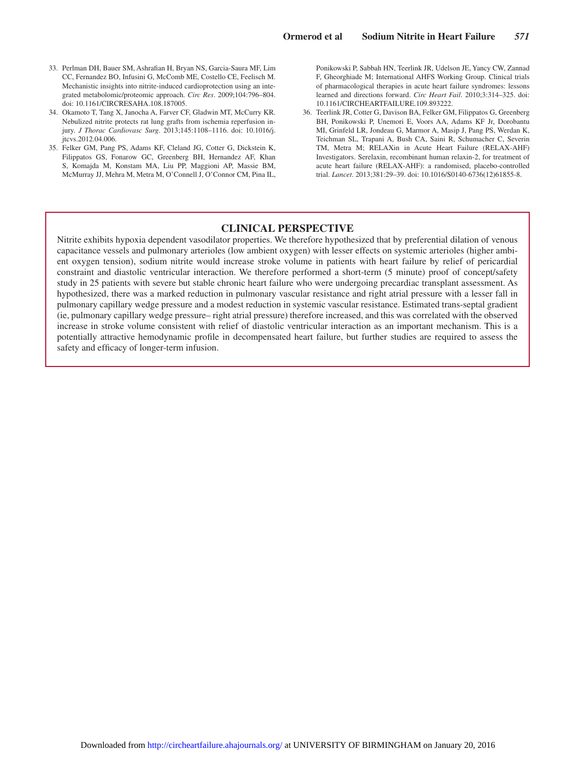33. Perlman DH, Bauer SM, Ashrafian H, Bryan NS, Garcia-Saura MF, Lim CC, Fernandez BO, Infusini G, McComb ME, Costello CE, Feelisch M. Mechanistic insights into nitrite-induced cardioprotection using an integrated metabolomic/proteomic approach. *Circ Res*. 2009;104:796–804. doi: 10.1161/CIRCRESAHA.108.187005.
34. Okamoto T, Tang X, Janocha A, Farver CF, Gladwin MT, McCurry KR. Nebulized nitrite protects rat lung grafts from ischemia reperfusion injury. *J Thorac Cardiovasc Surg*. 2013;145:1108–1116. doi: 10.1016/j.jtcvs.2012.04.006.
35. Felker GM, Pang PS, Adams KF, Cleland JG, Cotter G, Dickstein K, Filippatos GS, Fonarow GC, Greenberg BH, Hernandez AF, Khan S, Komajda M, Konstam MA, Liu PP, Maggioni AP, Massie BM, McMurray JJ, Mehra M, Metra M, O'Connell J, O'Connor CM, Pina IL, Ponikowski P, Sabbah HN, Teerlink JR, Udelson JE, Yancy CW, Zannad F, Gheorghiade M; International AHFS Working Group. Clinical trials of pharmacological therapies in acute heart failure syndromes: lessons learned and directions forward. *Circ Heart Fail*. 2010;3:314–325. doi: 10.1161/CIRCHEARTFAILURE.109.893222.
36. Teerlink JR, Cotter G, Davison BA, Felker GM, Filippatos G, Greenberg BH, Ponikowski P, Unemori E, Voors AA, Adams KF Jr, Dorobantu MI, Grinfeld LR, Jondeau G, Marmor A, Masip J, Pang PS, Werdan K, Teichman SL, Trapani A, Bush CA, Saini R, Schumacher C, Severin TM, Metra M; RELAXin in Acute Heart Failure (RELAX-AHF) Investigators. Serelaxin, recombinant human relaxin-2, for treatment of acute heart failure (RELAX-AHF): a randomised, placebo-controlled trial. *Lancet*. 2013;381:29–39. doi: 10.1016/S0140-6736(12)61855-8.

## CLINICAL PERSPECTIVE

Nitrite exhibits hypoxia dependent vasodilator properties. We therefore hypothesized that by preferential dilation of venous capacitance vessels and pulmonary arterioles (low ambient oxygen) with lesser effects on systemic arterioles (higher ambient oxygen tension), sodium nitrite would increase stroke volume in patients with heart failure by relief of pericardial constraint and diastolic ventricular interaction. We therefore performed a short-term (5 minute) proof of concept/safety study in 25 patients with severe but stable chronic heart failure who were undergoing precardiac transplant assessment. As hypothesized, there was a marked reduction in pulmonary vascular resistance and right atrial pressure with a lesser fall in pulmonary capillary wedge pressure and a modest reduction in systemic vascular resistance. Estimated trans-septal gradient (ie, pulmonary capillary wedge pressure– right atrial pressure) therefore increased, and this was correlated with the observed increase in stroke volume consistent with relief of diastolic ventricular interaction as an important mechanism. This is a potentially attractive hemodynamic profile in decompensated heart failure, but further studies are required to assess the safety and efficacy of longer-term infusion.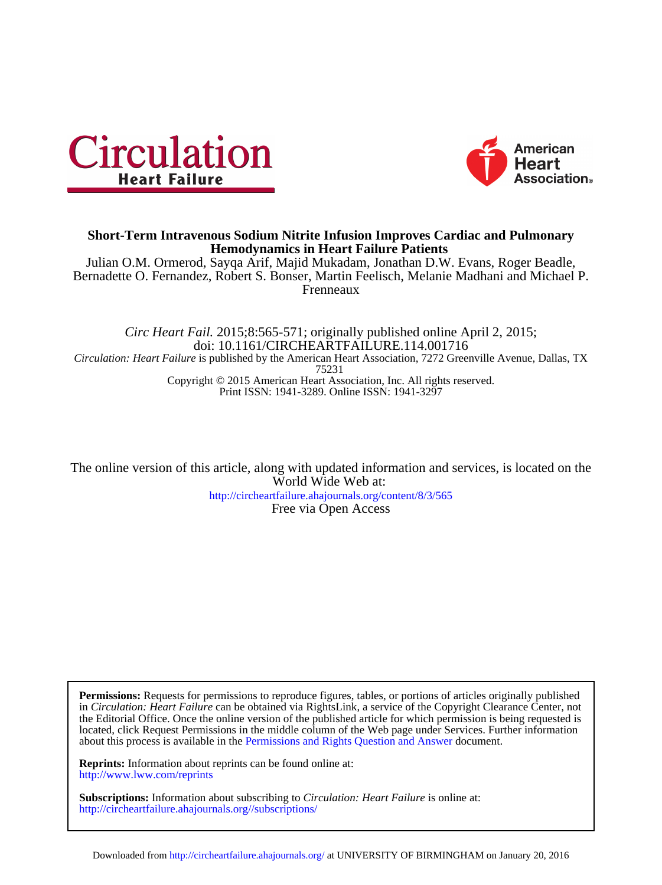**Short-Term Intravenous Sodium Nitrite Infusion Improves Cardiac and Pulmonary Hemodynamics in Heart Failure Patients**

Julian O.M. Ormerod, Sayqa Arif, Majid Mukadam, Jonathan D.W. Evans, Roger Beadle, Bernadette O. Fernandez, Robert S. Bonser, Martin Feelisch, Melanie Madhani and Michael P. Frenneaux

*Circ Heart Fail.* 2015;8:565-571; originally published online April 2, 2015;
doi: 10.1161/CIRCHEARTFAILURE.114.001716
*Circulation: Heart Failure* is published by the American Heart Association, 7272 Greenville Avenue, Dallas, TX 75231
Copyright © 2015 American Heart Association, Inc. All rights reserved.
Print ISSN: 1941-3289. Online ISSN: 1941-3297

The online version of this article, along with updated information and services, is located on the World Wide Web at:
http://circheartfailure.ahajournals.org/content/8/3/565
Free via Open Access

**Permissions:** Requests for permissions to reproduce figures, tables, or portions of articles originally published in *Circulation: Heart Failure* can be obtained via RightsLink, a service of the Copyright Clearance Center, not the Editorial Office. Once the online version of the published article for which permission is being requested is located, click Request Permissions in the middle column of the Web page under Services. Further information about this process is available in the Permissions and Rights Question and Answer document.

**Reprints:** Information about reprints can be found online at:
http://www.lww.com/reprints

**Subscriptions:** Information about subscribing to *Circulation: Heart Failure* is online at:
http://circheartfailure.ahajournals.org//subscriptions/